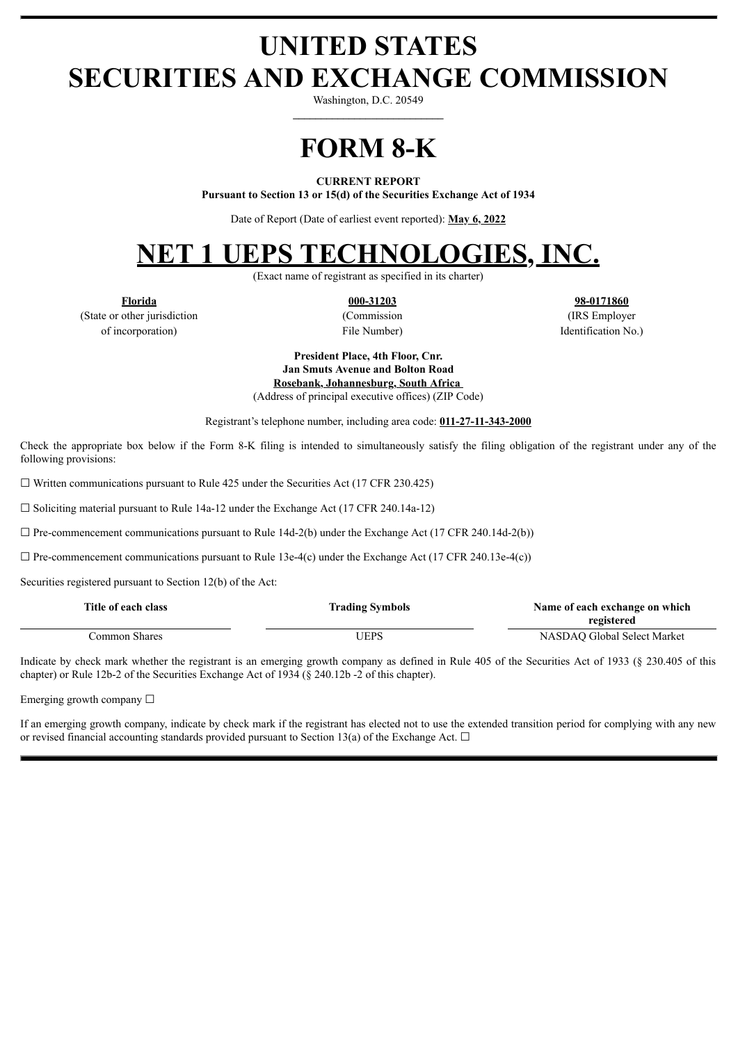# UNITED STATES
# SECURITIES AND EXCHANGE COMMISSION

Washington, D.C. 20549

# FORM 8-K

**CURRENT REPORT**
**Pursuant to Section 13 or 15(d) of the Securities Exchange Act of 1934**

Date of Report (Date of earliest event reported): **May 6, 2022**

# NET 1 UEPS TECHNOLOGIES, INC.

(Exact name of registrant as specified in its charter)

| **Florida** | **000-31203** | **98-0171860** |
|---|---|---|
| (State or other jurisdiction of incorporation) | (Commission File Number) | (IRS Employer Identification No.) |

**President Place, 4th Floor, Cnr.**
**Jan Smuts Avenue and Bolton Road**
**Rosebank, Johannesburg, South Africa**
(Address of principal executive offices) (ZIP Code)

Registrant's telephone number, including area code: **011-27-11-343-2000**

Check the appropriate box below if the Form 8-K filing is intended to simultaneously satisfy the filing obligation of the registrant under any of the following provisions:

☐ Written communications pursuant to Rule 425 under the Securities Act (17 CFR 230.425)

☐ Soliciting material pursuant to Rule 14a-12 under the Exchange Act (17 CFR 240.14a-12)

☐ Pre-commencement communications pursuant to Rule 14d-2(b) under the Exchange Act (17 CFR 240.14d-2(b))

☐ Pre-commencement communications pursuant to Rule 13e-4(c) under the Exchange Act (17 CFR 240.13e-4(c))

Securities registered pursuant to Section 12(b) of the Act:

| Title of each class | Trading Symbols | Name of each exchange on which registered |
|---|---|---|
| Common Shares | UEPS | NASDAQ Global Select Market |

Indicate by check mark whether the registrant is an emerging growth company as defined in Rule 405 of the Securities Act of 1933 (§ 230.405 of this chapter) or Rule 12b-2 of the Securities Exchange Act of 1934 (§ 240.12b -2 of this chapter).

Emerging growth company ☐

If an emerging growth company, indicate by check mark if the registrant has elected not to use the extended transition period for complying with any new or revised financial accounting standards provided pursuant to Section 13(a) of the Exchange Act. ☐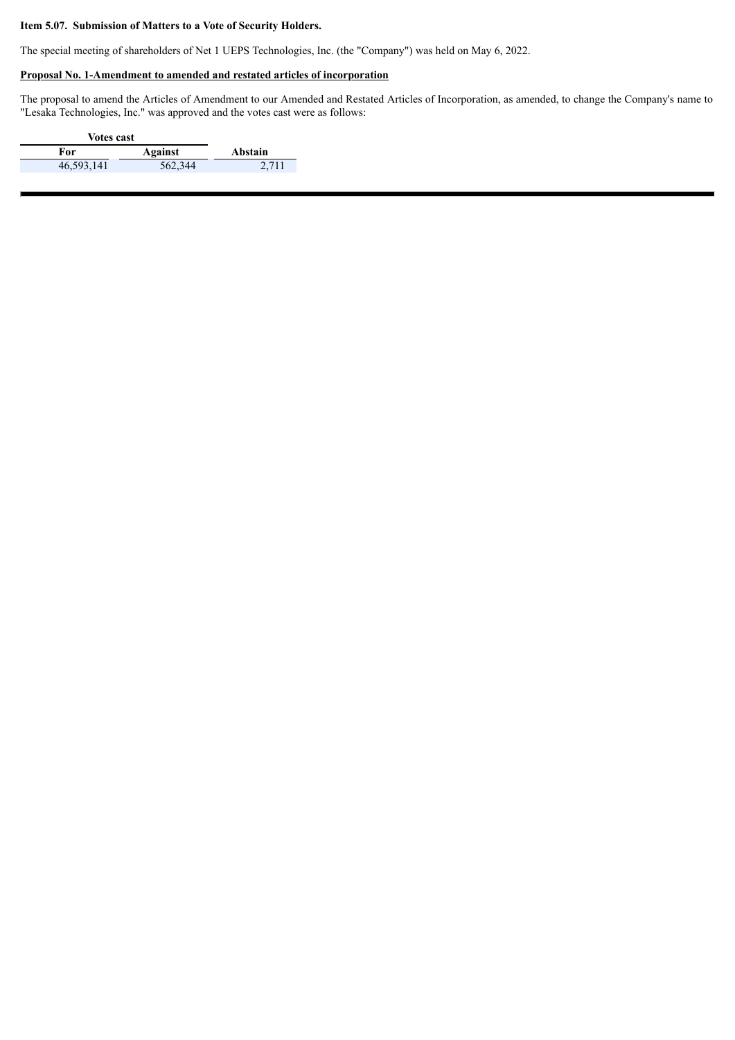**Item 5.07. Submission of Matters to a Vote of Security Holders.**

The special meeting of shareholders of Net 1 UEPS Technologies, Inc. (the "Company") was held on May 6, 2022.

**Proposal No. 1-Amendment to amended and restated articles of incorporation**

The proposal to amend the Articles of Amendment to our Amended and Restated Articles of Incorporation, as amended, to change the Company's name to "Lesaka Technologies, Inc." was approved and the votes cast were as follows:

| Votes cast | | |
|---|---|---|
| **For** | **Against** | **Abstain** |
| 46,593,141 | 562,344 | 2,711 |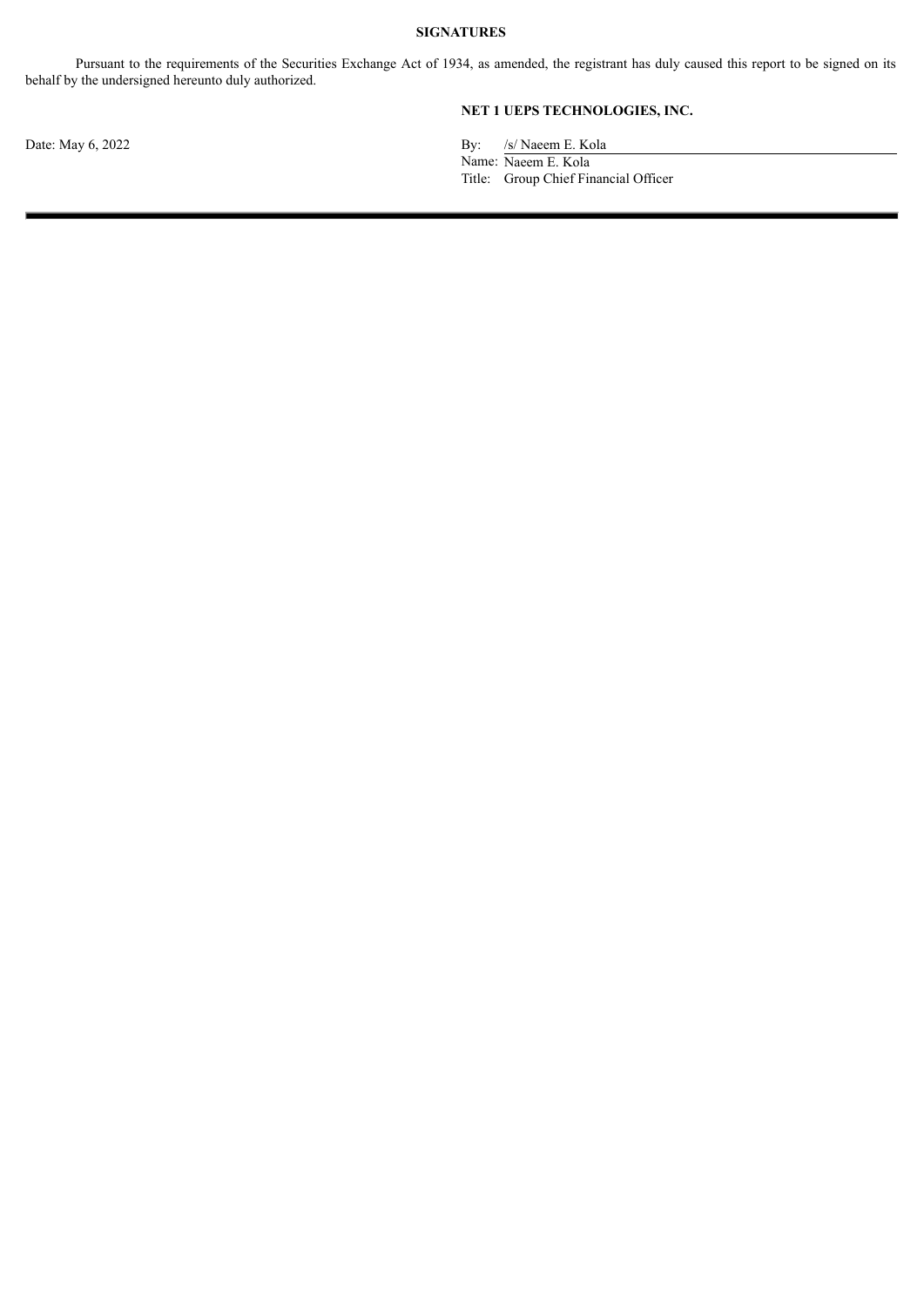**SIGNATURES**

Pursuant to the requirements of the Securities Exchange Act of 1934, as amended, the registrant has duly caused this report to be signed on its behalf by the undersigned hereunto duly authorized.

**NET 1 UEPS TECHNOLOGIES, INC.**

Date: May 6, 2022

By: /s/ Naeem E. Kola
Name: Naeem E. Kola
Title: Group Chief Financial Officer